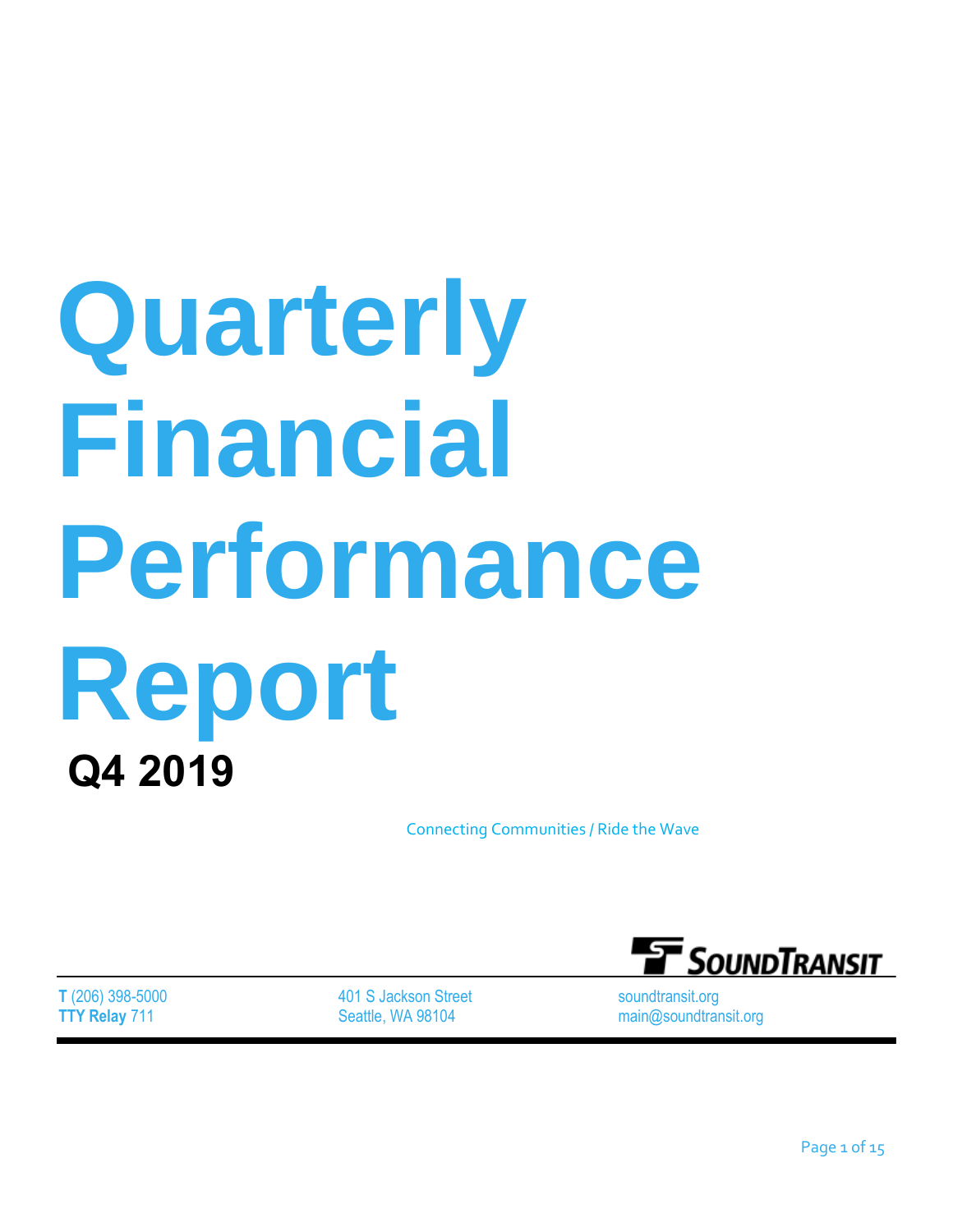# Quarterly Financial Performance Report

## Q4 2019

Connecting Communities / Ride the Wave

SOUNDTRANSIT

**T** (206) 398-5000
**TTY Relay** 711

401 S Jackson Street
Seattle, WA 98104

soundtransit.org
main@soundtransit.org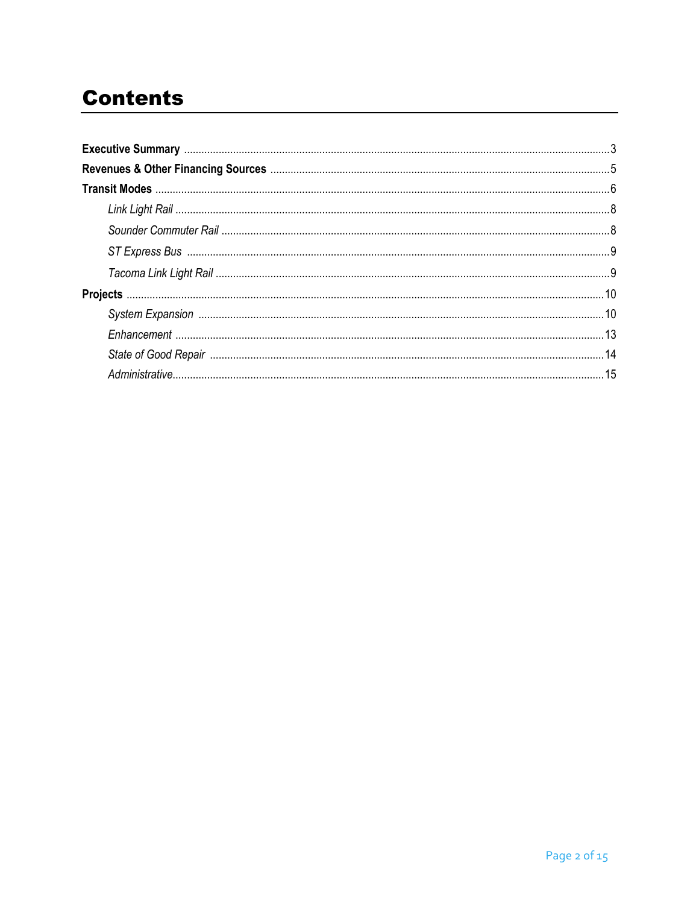# Contents

**Executive Summary** .......... 3

**Revenues & Other Financing Sources** .......... 5

**Transit Modes** .......... 6

- *Link Light Rail* .......... 8
- *Sounder Commuter Rail* .......... 8
- *ST Express Bus* .......... 9
- *Tacoma Link Light Rail* .......... 9

**Projects** .......... 10

- *System Expansion* .......... 10
- *Enhancement* .......... 13
- *State of Good Repair* .......... 14
- *Administrative* .......... 15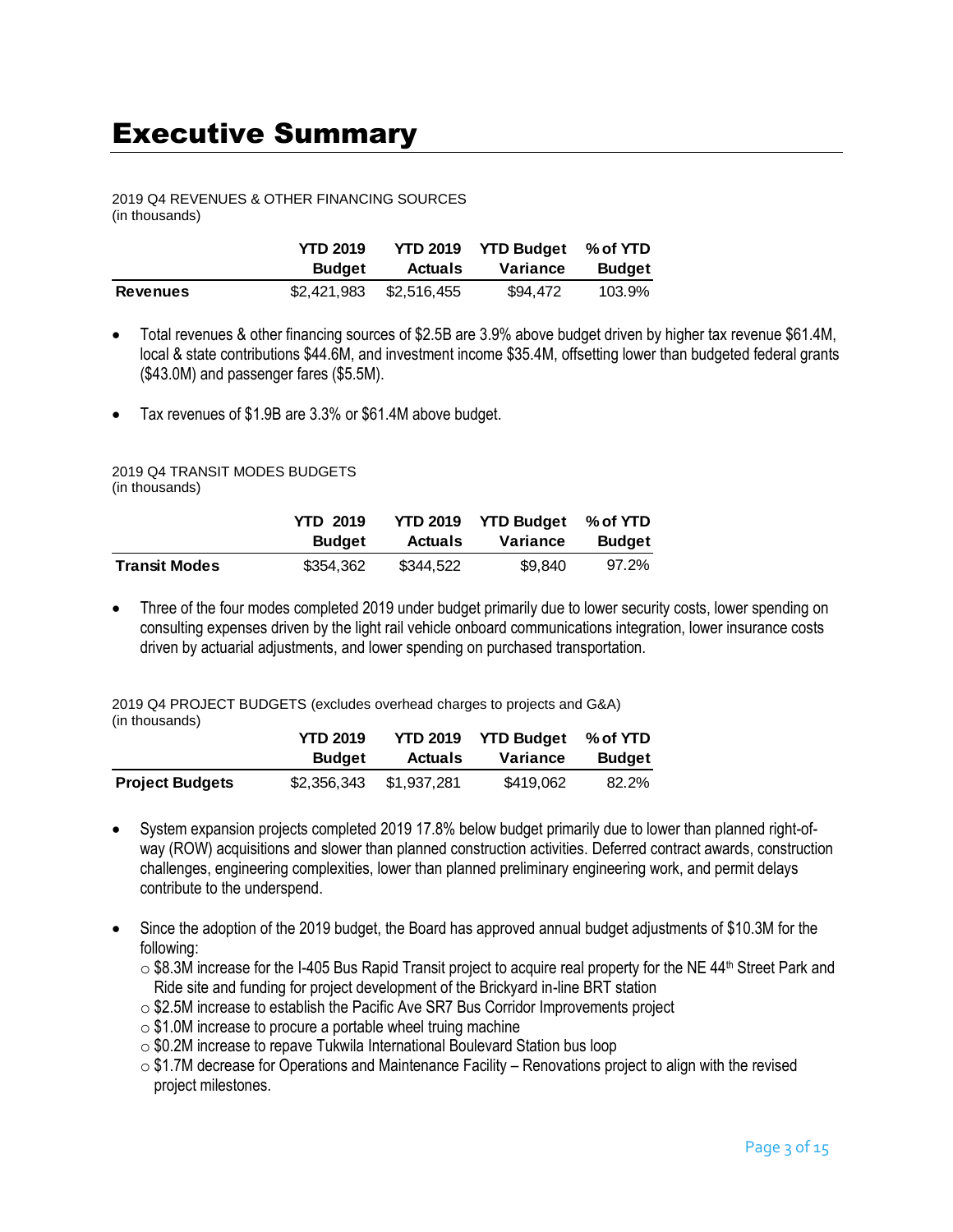# Executive Summary

2019 Q4 REVENUES & OTHER FINANCING SOURCES
(in thousands)

| | YTD 2019 Budget | YTD 2019 Actuals | YTD Budget Variance | % of YTD Budget |
|---|---|---|---|---|
| **Revenues** | $2,421,983 | $2,516,455 | $94,472 | 103.9% |

- Total revenues & other financing sources of $2.5B are 3.9% above budget driven by higher tax revenue $61.4M, local & state contributions $44.6M, and investment income $35.4M, offsetting lower than budgeted federal grants ($43.0M) and passenger fares ($5.5M).
- Tax revenues of $1.9B are 3.3% or $61.4M above budget.

2019 Q4 TRANSIT MODES BUDGETS
(in thousands)

| | YTD 2019 Budget | YTD 2019 Actuals | YTD Budget Variance | % of YTD Budget |
|---|---|---|---|---|
| **Transit Modes** | $354,362 | $344,522 | $9,840 | 97.2% |

- Three of the four modes completed 2019 under budget primarily due to lower security costs, lower spending on consulting expenses driven by the light rail vehicle onboard communications integration, lower insurance costs driven by actuarial adjustments, and lower spending on purchased transportation.

2019 Q4 PROJECT BUDGETS (excludes overhead charges to projects and G&A)
(in thousands)

| | YTD 2019 Budget | YTD 2019 Actuals | YTD Budget Variance | % of YTD Budget |
|---|---|---|---|---|
| **Project Budgets** | $2,356,343 | $1,937,281 | $419,062 | 82.2% |

- System expansion projects completed 2019 17.8% below budget primarily due to lower than planned right-of-way (ROW) acquisitions and slower than planned construction activities. Deferred contract awards, construction challenges, engineering complexities, lower than planned preliminary engineering work, and permit delays contribute to the underspend.
- Since the adoption of the 2019 budget, the Board has approved annual budget adjustments of $10.3M for the following:
  - $8.3M increase for the I-405 Bus Rapid Transit project to acquire real property for the NE 44th Street Park and Ride site and funding for project development of the Brickyard in-line BRT station
  - $2.5M increase to establish the Pacific Ave SR7 Bus Corridor Improvements project
  - $1.0M increase to procure a portable wheel truing machine
  - $0.2M increase to repave Tukwila International Boulevard Station bus loop
  - $1.7M decrease for Operations and Maintenance Facility – Renovations project to align with the revised project milestones.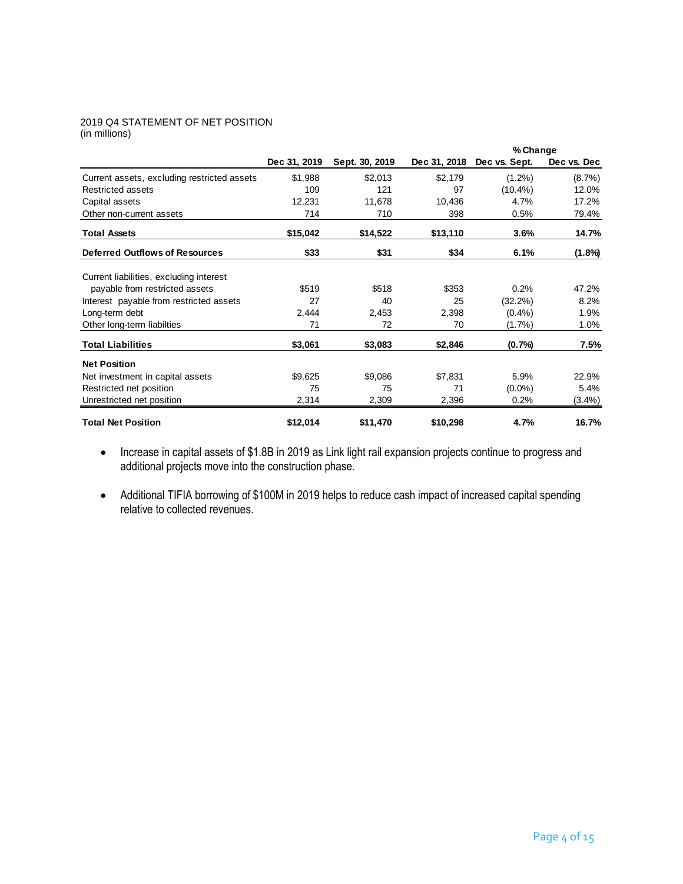2019 Q4 STATEMENT OF NET POSITION
(in millions)

| | Dec 31, 2019 | Sept. 30, 2019 | Dec 31, 2018 | % Change | |
|---|---|---|---|---|---|
| | | | | Dec vs. Sept. | Dec vs. Dec |
| Current assets, excluding restricted assets | $1,988 | $2,013 | $2,179 | (1.2%) | (8.7%) |
| Restricted assets | 109 | 121 | 97 | (10.4%) | 12.0% |
| Capital assets | 12,231 | 11,678 | 10,436 | 4.7% | 17.2% |
| Other non-current assets | 714 | 710 | 398 | 0.5% | 79.4% |
| **Total Assets** | **$15,042** | **$14,522** | **$13,110** | **3.6%** | **14.7%** |
| **Deferred Outflows of Resources** | **$33** | **$31** | **$34** | **6.1%** | **(1.8%)** |
| Current liabilities, excluding interest payable from restricted assets | $519 | $518 | $353 | 0.2% | 47.2% |
| Interest payable from restricted assets | 27 | 40 | 25 | (32.2%) | 8.2% |
| Long-term debt | 2,444 | 2,453 | 2,398 | (0.4%) | 1.9% |
| Other long-term liabilties | 71 | 72 | 70 | (1.7%) | 1.0% |
| **Total Liabilities** | **$3,061** | **$3,083** | **$2,846** | **(0.7%)** | **7.5%** |
| **Net Position** | | | | | |
| Net investment in capital assets | $9,625 | $9,086 | $7,831 | 5.9% | 22.9% |
| Restricted net position | 75 | 75 | 71 | (0.0%) | 5.4% |
| Unrestricted net position | 2,314 | 2,309 | 2,396 | 0.2% | (3.4%) |
| **Total Net Position** | **$12,014** | **$11,470** | **$10,298** | **4.7%** | **16.7%** |

- Increase in capital assets of $1.8B in 2019 as Link light rail expansion projects continue to progress and additional projects move into the construction phase.
- Additional TIFIA borrowing of $100M in 2019 helps to reduce cash impact of increased capital spending relative to collected revenues.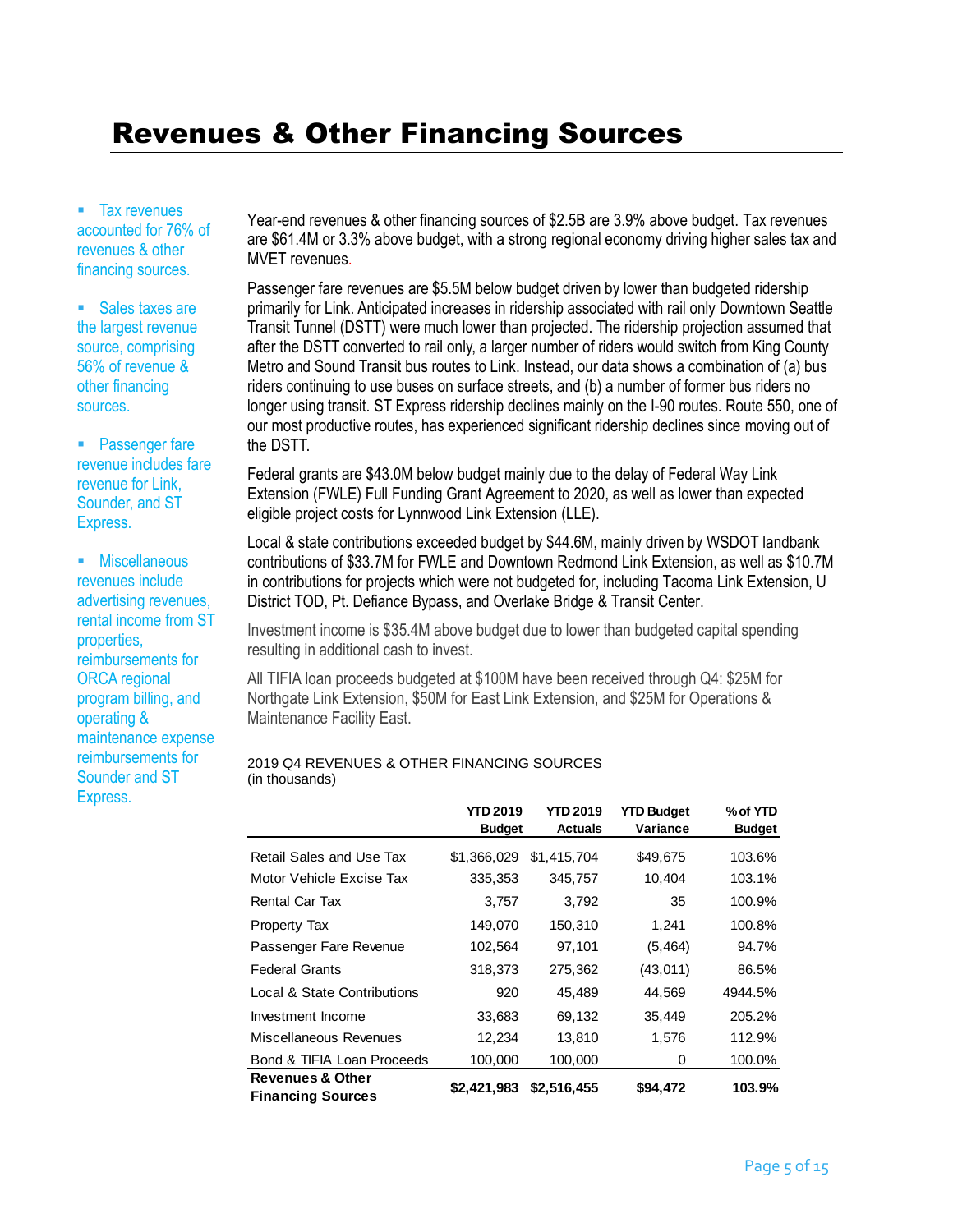# Revenues & Other Financing Sources

- Tax revenues accounted for 76% of revenues & other financing sources.
- Sales taxes are the largest revenue source, comprising 56% of revenue & other financing sources.
- Passenger fare revenue includes fare revenue for Link, Sounder, and ST Express.
- Miscellaneous revenues include advertising revenues, rental income from ST properties, reimbursements for ORCA regional program billing, and operating & maintenance expense reimbursements for Sounder and ST Express.

Year-end revenues & other financing sources of $2.5B are 3.9% above budget. Tax revenues are $61.4M or 3.3% above budget, with a strong regional economy driving higher sales tax and MVET revenues.

Passenger fare revenues are $5.5M below budget driven by lower than budgeted ridership primarily for Link. Anticipated increases in ridership associated with rail only Downtown Seattle Transit Tunnel (DSTT) were much lower than projected. The ridership projection assumed that after the DSTT converted to rail only, a larger number of riders would switch from King County Metro and Sound Transit bus routes to Link. Instead, our data shows a combination of (a) bus riders continuing to use buses on surface streets, and (b) a number of former bus riders no longer using transit. ST Express ridership declines mainly on the I-90 routes. Route 550, one of our most productive routes, has experienced significant ridership declines since moving out of the DSTT.

Federal grants are $43.0M below budget mainly due to the delay of Federal Way Link Extension (FWLE) Full Funding Grant Agreement to 2020, as well as lower than expected eligible project costs for Lynnwood Link Extension (LLE).

Local & state contributions exceeded budget by $44.6M, mainly driven by WSDOT landbank contributions of $33.7M for FWLE and Downtown Redmond Link Extension, as well as $10.7M in contributions for projects which were not budgeted for, including Tacoma Link Extension, U District TOD, Pt. Defiance Bypass, and Overlake Bridge & Transit Center.

Investment income is $35.4M above budget due to lower than budgeted capital spending resulting in additional cash to invest.

All TIFIA loan proceeds budgeted at $100M have been received through Q4: $25M for Northgate Link Extension, $50M for East Link Extension, and $25M for Operations & Maintenance Facility East.

2019 Q4 REVENUES & OTHER FINANCING SOURCES
(in thousands)

| | YTD 2019 Budget | YTD 2019 Actuals | YTD Budget Variance | % of YTD Budget |
|---|---|---|---|---|
| Retail Sales and Use Tax | $1,366,029 | $1,415,704 | $49,675 | 103.6% |
| Motor Vehicle Excise Tax | 335,353 | 345,757 | 10,404 | 103.1% |
| Rental Car Tax | 3,757 | 3,792 | 35 | 100.9% |
| Property Tax | 149,070 | 150,310 | 1,241 | 100.8% |
| Passenger Fare Revenue | 102,564 | 97,101 | (5,464) | 94.7% |
| Federal Grants | 318,373 | 275,362 | (43,011) | 86.5% |
| Local & State Contributions | 920 | 45,489 | 44,569 | 4944.5% |
| Investment Income | 33,683 | 69,132 | 35,449 | 205.2% |
| Miscellaneous Revenues | 12,234 | 13,810 | 1,576 | 112.9% |
| Bond & TIFIA Loan Proceeds | 100,000 | 100,000 | 0 | 100.0% |
| **Revenues & Other Financing Sources** | **$2,421,983** | **$2,516,455** | **$94,472** | **103.9%** |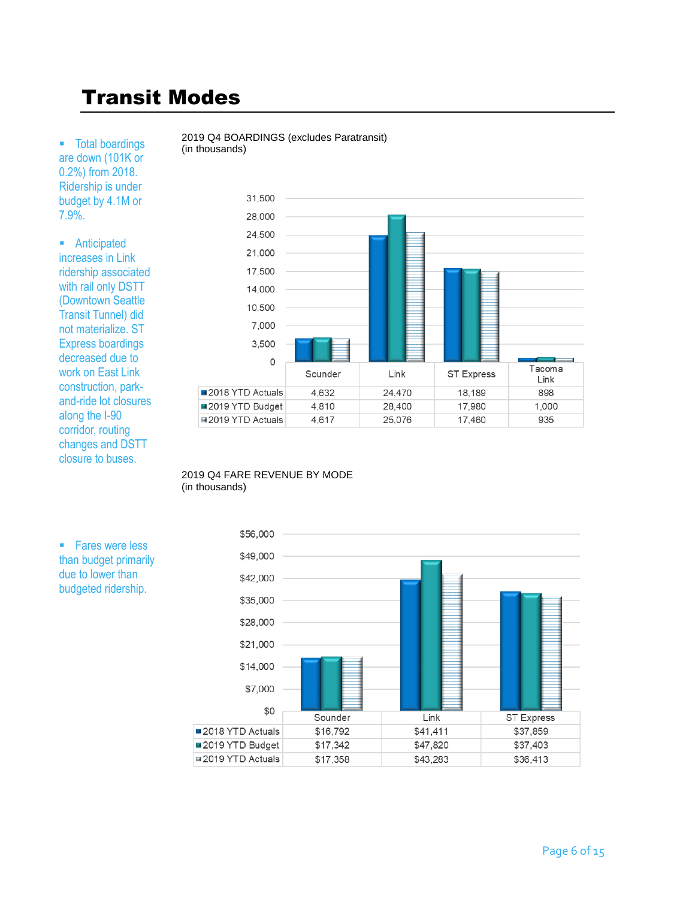# Transit Modes

- Total boardings are down (101K or 0.2%) from 2018. Ridership is under budget by 4.1M or 7.9%.

- Anticipated increases in Link ridership associated with rail only DSTT (Downtown Seattle Transit Tunnel) did not materialize. ST Express boardings decreased due to work on East Link construction, park-and-ride lot closures along the I-90 corridor, routing changes and DSTT closure to buses.

2019 Q4 BOARDINGS (excludes Paratransit)
(in thousands)

| | Sounder | Link | ST Express | Tacoma Link |
|---|---|---|---|---|
| 2018 YTD Actuals | 4,632 | 24,470 | 18,189 | 898 |
| 2019 YTD Budget | 4,810 | 28,400 | 17,980 | 1,000 |
| 2019 YTD Actuals | 4,617 | 25,076 | 17,460 | 935 |

- Fares were less than budget primarily due to lower than budgeted ridership.

2019 Q4 FARE REVENUE BY MODE
(in thousands)

| | Sounder | Link | ST Express |
|---|---|---|---|
| 2018 YTD Actuals | $16,792 | $41,411 | $37,859 |
| 2019 YTD Budget | $17,342 | $47,820 | $37,403 |
| 2019 YTD Actuals | $17,358 | $43,283 | $36,413 |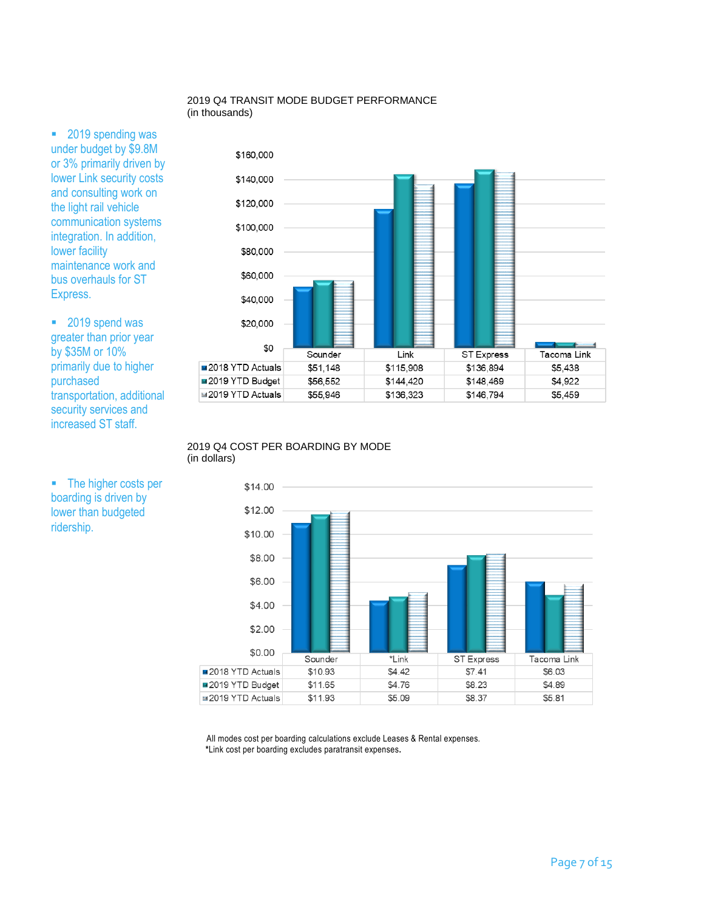- 2019 spending was under budget by $9.8M or 3% primarily driven by lower Link security costs and consulting work on the light rail vehicle communication systems integration. In addition, lower facility maintenance work and bus overhauls for ST Express.

- 2019 spend was greater than prior year by $35M or 10% primarily due to higher purchased transportation, additional security services and increased ST staff.

- The higher costs per boarding is driven by lower than budgeted ridership.

2019 Q4 TRANSIT MODE BUDGET PERFORMANCE
(in thousands)

| | Sounder | Link | ST Express | Tacoma Link |
|---|---|---|---|---|
| 2018 YTD Actuals | $51,148 | $115,908 | $136,894 | $5,438 |
| 2019 YTD Budget | $56,552 | $144,420 | $148,469 | $4,922 |
| 2019 YTD Actuals | $55,946 | $136,323 | $146,794 | $5,459 |

2019 Q4 COST PER BOARDING BY MODE
(in dollars)

| | Sounder | *Link | ST Express | Tacoma Link |
|---|---|---|---|---|
| 2018 YTD Actuals | $10.93 | $4.42 | $7.41 | $6.03 |
| 2019 YTD Budget | $11.65 | $4.76 | $8.23 | $4.89 |
| 2019 YTD Actuals | $11.93 | $5.09 | $8.37 | $5.81 |

All modes cost per boarding calculations exclude Leases & Rental expenses.
*Link cost per boarding excludes paratransit expenses.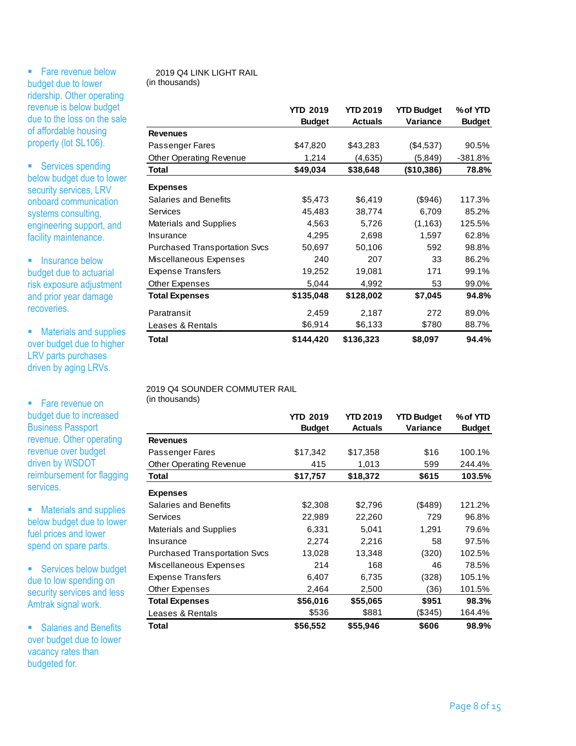- Fare revenue below budget due to lower ridership. Other operating revenue is below budget due to the loss on the sale of affordable housing property (lot SL106).
- Services spending below budget due to lower security services, LRV onboard communication systems consulting, engineering support, and facility maintenance.
- Insurance below budget due to actuarial risk exposure adjustment and prior year damage recoveries.
- Materials and supplies over budget due to higher LRV parts purchases driven by aging LRVs.

2019 Q4 LINK LIGHT RAIL
(in thousands)

| | YTD 2019 Budget | YTD 2019 Actuals | YTD Budget Variance | % of YTD Budget |
|---|---|---|---|---|
| **Revenues** | | | | |
| Passenger Fares | $47,820 | $43,283 | ($4,537) | 90.5% |
| Other Operating Revenue | 1,214 | (4,635) | (5,849) | -381.8% |
| **Total** | **$49,034** | **$38,648** | **($10,386)** | **78.8%** |
| **Expenses** | | | | |
| Salaries and Benefits | $5,473 | $6,419 | ($946) | 117.3% |
| Services | 45,483 | 38,774 | 6,709 | 85.2% |
| Materials and Supplies | 4,563 | 5,726 | (1,163) | 125.5% |
| Insurance | 4,295 | 2,698 | 1,597 | 62.8% |
| Purchased Transportation Svcs | 50,697 | 50,106 | 592 | 98.8% |
| Miscellaneous Expenses | 240 | 207 | 33 | 86.2% |
| Expense Transfers | 19,252 | 19,081 | 171 | 99.1% |
| Other Expenses | 5,044 | 4,992 | 53 | 99.0% |
| **Total Expenses** | **$135,048** | **$128,002** | **$7,045** | **94.8%** |
| Paratransit | 2,459 | 2,187 | 272 | 89.0% |
| Leases & Rentals | $6,914 | $6,133 | $780 | 88.7% |
| **Total** | **$144,420** | **$136,323** | **$8,097** | **94.4%** |

- Fare revenue on budget due to increased Business Passport revenue. Other operating revenue over budget driven by WSDOT reimbursement for flagging services.
- Materials and supplies below budget due to lower fuel prices and lower spend on spare parts.
- Services below budget due to low spending on security services and less Amtrak signal work.
- Salaries and Benefits over budget due to lower vacancy rates than budgeted for.

2019 Q4 SOUNDER COMMUTER RAIL
(in thousands)

| | YTD 2019 Budget | YTD 2019 Actuals | YTD Budget Variance | % of YTD Budget |
|---|---|---|---|---|
| **Revenues** | | | | |
| Passenger Fares | $17,342 | $17,358 | $16 | 100.1% |
| Other Operating Revenue | 415 | 1,013 | 599 | 244.4% |
| **Total** | **$17,757** | **$18,372** | **$615** | **103.5%** |
| **Expenses** | | | | |
| Salaries and Benefits | $2,308 | $2,796 | ($489) | 121.2% |
| Services | 22,989 | 22,260 | 729 | 96.8% |
| Materials and Supplies | 6,331 | 5,041 | 1,291 | 79.6% |
| Insurance | 2,274 | 2,216 | 58 | 97.5% |
| Purchased Transportation Svcs | 13,028 | 13,348 | (320) | 102.5% |
| Miscellaneous Expenses | 214 | 168 | 46 | 78.5% |
| Expense Transfers | 6,407 | 6,735 | (328) | 105.1% |
| Other Expenses | 2,464 | 2,500 | (36) | 101.5% |
| **Total Expenses** | **$56,016** | **$55,065** | **$951** | **98.3%** |
| Leases & Rentals | $536 | $881 | ($345) | 164.4% |
| **Total** | **$56,552** | **$55,946** | **$606** | **98.9%** |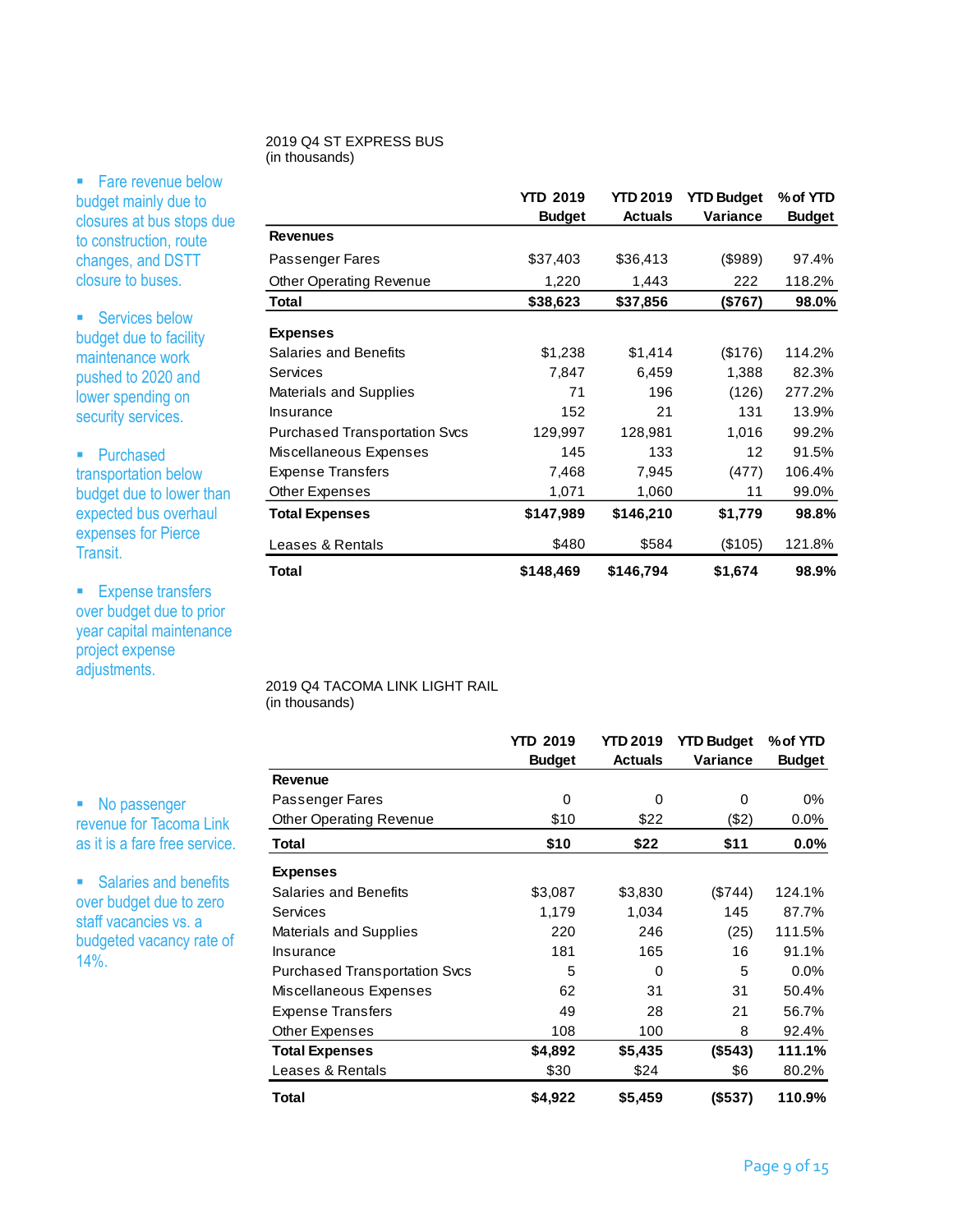- Fare revenue below budget mainly due to closures at bus stops due to construction, route changes, and DSTT closure to buses.
- Services below budget due to facility maintenance work pushed to 2020 and lower spending on security services.
- Purchased transportation below budget due to lower than expected bus overhaul expenses for Pierce Transit.
- Expense transfers over budget due to prior year capital maintenance project expense adjustments.

2019 Q4 ST EXPRESS BUS
(in thousands)

| | YTD 2019 Budget | YTD 2019 Actuals | YTD Budget Variance | % of YTD Budget |
|---|---|---|---|---|
| **Revenues** | | | | |
| Passenger Fares | $37,403 | $36,413 | ($989) | 97.4% |
| Other Operating Revenue | 1,220 | 1,443 | 222 | 118.2% |
| **Total** | **$38,623** | **$37,856** | **($767)** | **98.0%** |
| **Expenses** | | | | |
| Salaries and Benefits | $1,238 | $1,414 | ($176) | 114.2% |
| Services | 7,847 | 6,459 | 1,388 | 82.3% |
| Materials and Supplies | 71 | 196 | (126) | 277.2% |
| Insurance | 152 | 21 | 131 | 13.9% |
| Purchased Transportation Svcs | 129,997 | 128,981 | 1,016 | 99.2% |
| Miscellaneous Expenses | 145 | 133 | 12 | 91.5% |
| Expense Transfers | 7,468 | 7,945 | (477) | 106.4% |
| Other Expenses | 1,071 | 1,060 | 11 | 99.0% |
| **Total Expenses** | **$147,989** | **$146,210** | **$1,779** | **98.8%** |
| Leases & Rentals | $480 | $584 | ($105) | 121.8% |
| **Total** | **$148,469** | **$146,794** | **$1,674** | **98.9%** |

- No passenger revenue for Tacoma Link as it is a fare free service.
- Salaries and benefits over budget due to zero staff vacancies vs. a budgeted vacancy rate of 14%.

2019 Q4 TACOMA LINK LIGHT RAIL
(in thousands)

| | YTD 2019 Budget | YTD 2019 Actuals | YTD Budget Variance | % of YTD Budget |
|---|---|---|---|---|
| **Revenue** | | | | |
| Passenger Fares | 0 | 0 | 0 | 0% |
| Other Operating Revenue | $10 | $22 | ($2) | 0.0% |
| **Total** | **$10** | **$22** | **$11** | **0.0%** |
| **Expenses** | | | | |
| Salaries and Benefits | $3,087 | $3,830 | ($744) | 124.1% |
| Services | 1,179 | 1,034 | 145 | 87.7% |
| Materials and Supplies | 220 | 246 | (25) | 111.5% |
| Insurance | 181 | 165 | 16 | 91.1% |
| Purchased Transportation Svcs | 5 | 0 | 5 | 0.0% |
| Miscellaneous Expenses | 62 | 31 | 31 | 50.4% |
| Expense Transfers | 49 | 28 | 21 | 56.7% |
| Other Expenses | 108 | 100 | 8 | 92.4% |
| **Total Expenses** | **$4,892** | **$5,435** | **($543)** | **111.1%** |
| Leases & Rentals | $30 | $24 | $6 | 80.2% |
| **Total** | **$4,922** | **$5,459** | **($537)** | **110.9%** |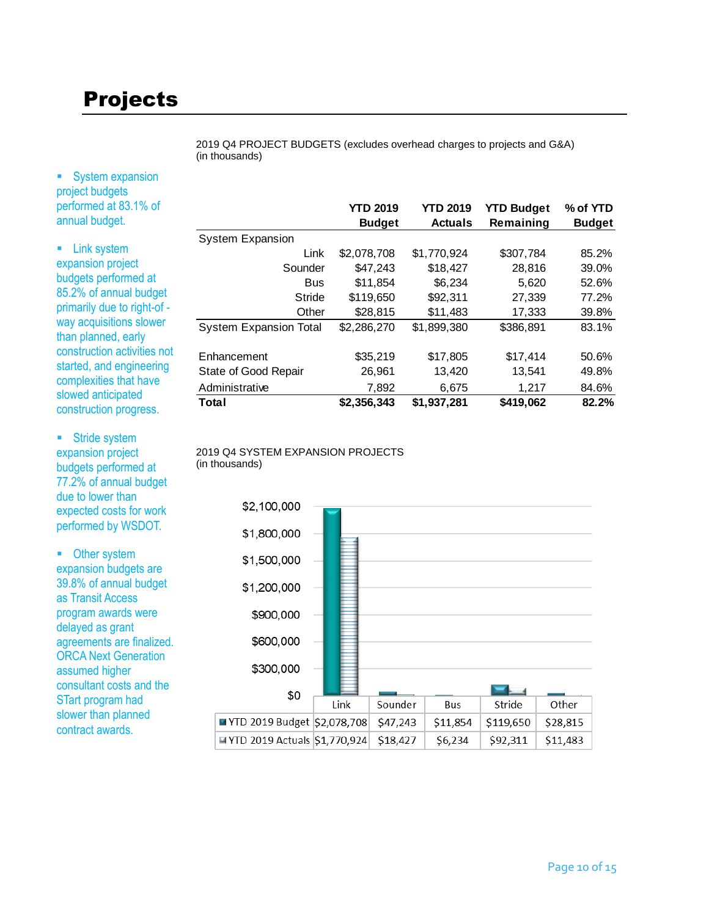# Projects

- System expansion project budgets performed at 83.1% of annual budget.
- Link system expansion project budgets performed at 85.2% of annual budget primarily due to right-of -way acquisitions slower than planned, early construction activities not started, and engineering complexities that have slowed anticipated construction progress.
- Stride system expansion project budgets performed at 77.2% of annual budget due to lower than expected costs for work performed by WSDOT.
- Other system expansion budgets are 39.8% of annual budget as Transit Access program awards were delayed as grant agreements are finalized. ORCA Next Generation assumed higher consultant costs and the STart program had slower than planned contract awards.

2019 Q4 PROJECT BUDGETS (excludes overhead charges to projects and G&A)
(in thousands)

| | YTD 2019 Budget | YTD 2019 Actuals | YTD Budget Remaining | % of YTD Budget |
|---|---|---|---|---|
| System Expansion | | | | |
| Link | $2,078,708 | $1,770,924 | $307,784 | 85.2% |
| Sounder | $47,243 | $18,427 | 28,816 | 39.0% |
| Bus | $11,854 | $6,234 | 5,620 | 52.6% |
| Stride | $119,650 | $92,311 | 27,339 | 77.2% |
| Other | $28,815 | $11,483 | 17,333 | 39.8% |
| System Expansion Total | $2,286,270 | $1,899,380 | $386,891 | 83.1% |
| Enhancement | $35,219 | $17,805 | $17,414 | 50.6% |
| State of Good Repair | 26,961 | 13,420 | 13,541 | 49.8% |
| Administrative | 7,892 | 6,675 | 1,217 | 84.6% |
| **Total** | **$2,356,343** | **$1,937,281** | **$419,062** | **82.2%** |

2019 Q4 SYSTEM EXPANSION PROJECTS
(in thousands)

| | Link | Sounder | Bus | Stride | Other |
|---|---|---|---|---|---|
| YTD 2019 Budget | $2,078,708 | $47,243 | $11,854 | $119,650 | $28,815 |
| YTD 2019 Actuals | $1,770,924 | $18,427 | $6,234 | $92,311 | $11,483 |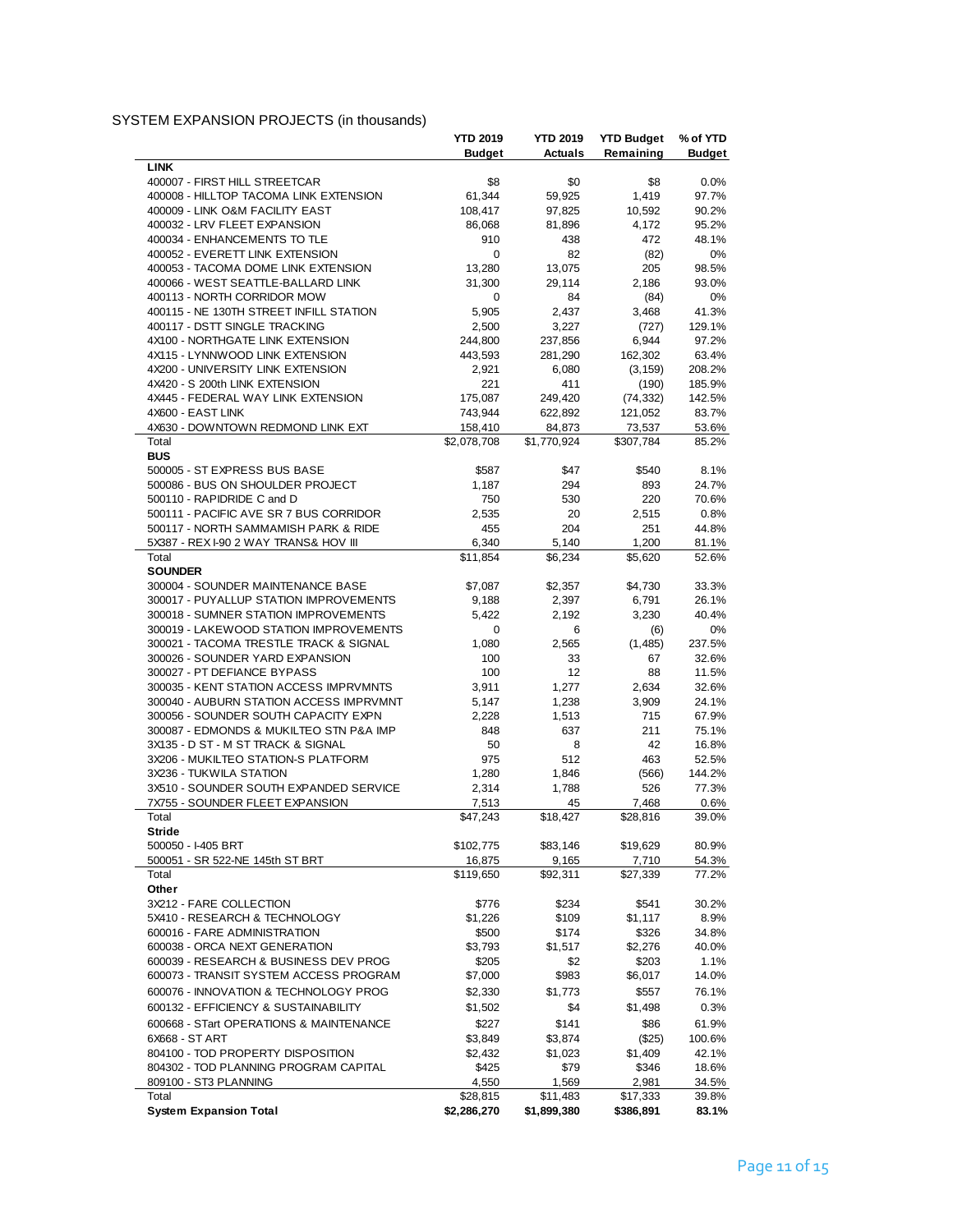SYSTEM EXPANSION PROJECTS (in thousands)

| | YTD 2019 Budget | YTD 2019 Actuals | YTD Budget Remaining | % of YTD Budget |
|---|---|---|---|---|
| **LINK** | | | | |
| 400007 - FIRST HILL STREETCAR | $8 | $0 | $8 | 0.0% |
| 400008 - HILLTOP TACOMA LINK EXTENSION | 61,344 | 59,925 | 1,419 | 97.7% |
| 400009 - LINK O&M FACILITY EAST | 108,417 | 97,825 | 10,592 | 90.2% |
| 400032 - LRV FLEET EXPANSION | 86,068 | 81,896 | 4,172 | 95.2% |
| 400034 - ENHANCEMENTS TO TLE | 910 | 438 | 472 | 48.1% |
| 400052 - EVERETT LINK EXTENSION | 0 | 82 | (82) | 0% |
| 400053 - TACOMA DOME LINK EXTENSION | 13,280 | 13,075 | 205 | 98.5% |
| 400066 - WEST SEATTLE-BALLARD LINK | 31,300 | 29,114 | 2,186 | 93.0% |
| 400113 - NORTH CORRIDOR MOW | 0 | 84 | (84) | 0% |
| 400115 - NE 130TH STREET INFILL STATION | 5,905 | 2,437 | 3,468 | 41.3% |
| 400117 - DSTT SINGLE TRACKING | 2,500 | 3,227 | (727) | 129.1% |
| 4X100 - NORTHGATE LINK EXTENSION | 244,800 | 237,856 | 6,944 | 97.2% |
| 4X115 - LYNNWOOD LINK EXTENSION | 443,593 | 281,290 | 162,302 | 63.4% |
| 4X200 - UNIVERSITY LINK EXTENSION | 2,921 | 6,080 | (3,159) | 208.2% |
| 4X420 - S 200th LINK EXTENSION | 221 | 411 | (190) | 185.9% |
| 4X445 - FEDERAL WAY LINK EXTENSION | 175,087 | 249,420 | (74,332) | 142.5% |
| 4X600 - EAST LINK | 743,944 | 622,892 | 121,052 | 83.7% |
| 4X630 - DOWNTOWN REDMOND LINK EXT | 158,410 | 84,873 | 73,537 | 53.6% |
| Total | $2,078,708 | $1,770,924 | $307,784 | 85.2% |
| **BUS** | | | | |
| 500005 - ST EXPRESS BUS BASE | $587 | $47 | $540 | 8.1% |
| 500086 - BUS ON SHOULDER PROJECT | 1,187 | 294 | 893 | 24.7% |
| 500110 - RAPIDRIDE C and D | 750 | 530 | 220 | 70.6% |
| 500111 - PACIFIC AVE SR 7 BUS CORRIDOR | 2,535 | 20 | 2,515 | 0.8% |
| 500117 - NORTH SAMMAMISH PARK & RIDE | 455 | 204 | 251 | 44.8% |
| 5X387 - REX I-90 2 WAY TRANS& HOV III | 6,340 | 5,140 | 1,200 | 81.1% |
| Total | $11,854 | $6,234 | $5,620 | 52.6% |
| **SOUNDER** | | | | |
| 300004 - SOUNDER MAINTENANCE BASE | $7,087 | $2,357 | $4,730 | 33.3% |
| 300017 - PUYALLUP STATION IMPROVEMENTS | 9,188 | 2,397 | 6,791 | 26.1% |
| 300018 - SUMNER STATION IMPROVEMENTS | 5,422 | 2,192 | 3,230 | 40.4% |
| 300019 - LAKEWOOD STATION IMPROVEMENTS | 0 | 6 | (6) | 0% |
| 300021 - TACOMA TRESTLE TRACK & SIGNAL | 1,080 | 2,565 | (1,485) | 237.5% |
| 300026 - SOUNDER YARD EXPANSION | 100 | 33 | 67 | 32.6% |
| 300027 - PT DEFIANCE BYPASS | 100 | 12 | 88 | 11.5% |
| 300035 - KENT STATION ACCESS IMPRVMNTS | 3,911 | 1,277 | 2,634 | 32.6% |
| 300040 - AUBURN STATION ACCESS IMPRVMNT | 5,147 | 1,238 | 3,909 | 24.1% |
| 300056 - SOUNDER SOUTH CAPACITY EXPN | 2,228 | 1,513 | 715 | 67.9% |
| 300087 - EDMONDS & MUKILTEO STN P&A IMP | 848 | 637 | 211 | 75.1% |
| 3X135 - D ST - M ST TRACK & SIGNAL | 50 | 8 | 42 | 16.8% |
| 3X206 - MUKILTEO STATION-S PLATFORM | 975 | 512 | 463 | 52.5% |
| 3X236 - TUKWILA STATION | 1,280 | 1,846 | (566) | 144.2% |
| 3X510 - SOUNDER SOUTH EXPANDED SERVICE | 2,314 | 1,788 | 526 | 77.3% |
| 7X755 - SOUNDER FLEET EXPANSION | 7,513 | 45 | 7,468 | 0.6% |
| Total | $47,243 | $18,427 | $28,816 | 39.0% |
| **Stride** | | | | |
| 500050 - I-405 BRT | $102,775 | $83,146 | $19,629 | 80.9% |
| 500051 - SR 522-NE 145th ST BRT | 16,875 | 9,165 | 7,710 | 54.3% |
| Total | $119,650 | $92,311 | $27,339 | 77.2% |
| **Other** | | | | |
| 3X212 - FARE COLLECTION | $776 | $234 | $541 | 30.2% |
| 5X410 - RESEARCH & TECHNOLOGY | $1,226 | $109 | $1,117 | 8.9% |
| 600016 - FARE ADMINISTRATION | $500 | $174 | $326 | 34.8% |
| 600038 - ORCA NEXT GENERATION | $3,793 | $1,517 | $2,276 | 40.0% |
| 600039 - RESEARCH & BUSINESS DEV PROG | $205 | $2 | $203 | 1.1% |
| 600073 - TRANSIT SYSTEM ACCESS PROGRAM | $7,000 | $983 | $6,017 | 14.0% |
| 600076 - INNOVATION & TECHNOLOGY PROG | $2,330 | $1,773 | $557 | 76.1% |
| 600132 - EFFICIENCY & SUSTAINABILITY | $1,502 | $4 | $1,498 | 0.3% |
| 600668 - STart OPERATIONS & MAINTENANCE | $227 | $141 | $86 | 61.9% |
| 6X668 - ST ART | $3,849 | $3,874 | ($25) | 100.6% |
| 804100 - TOD PROPERTY DISPOSITION | $2,432 | $1,023 | $1,409 | 42.1% |
| 804302 - TOD PLANNING PROGRAM CAPITAL | $425 | $79 | $346 | 18.6% |
| 809100 - ST3 PLANNING | 4,550 | 1,569 | 2,981 | 34.5% |
| Total | $28,815 | $11,483 | $17,333 | 39.8% |
| **System Expansion Total** | **$2,286,270** | **$1,899,380** | **$386,891** | **83.1%** |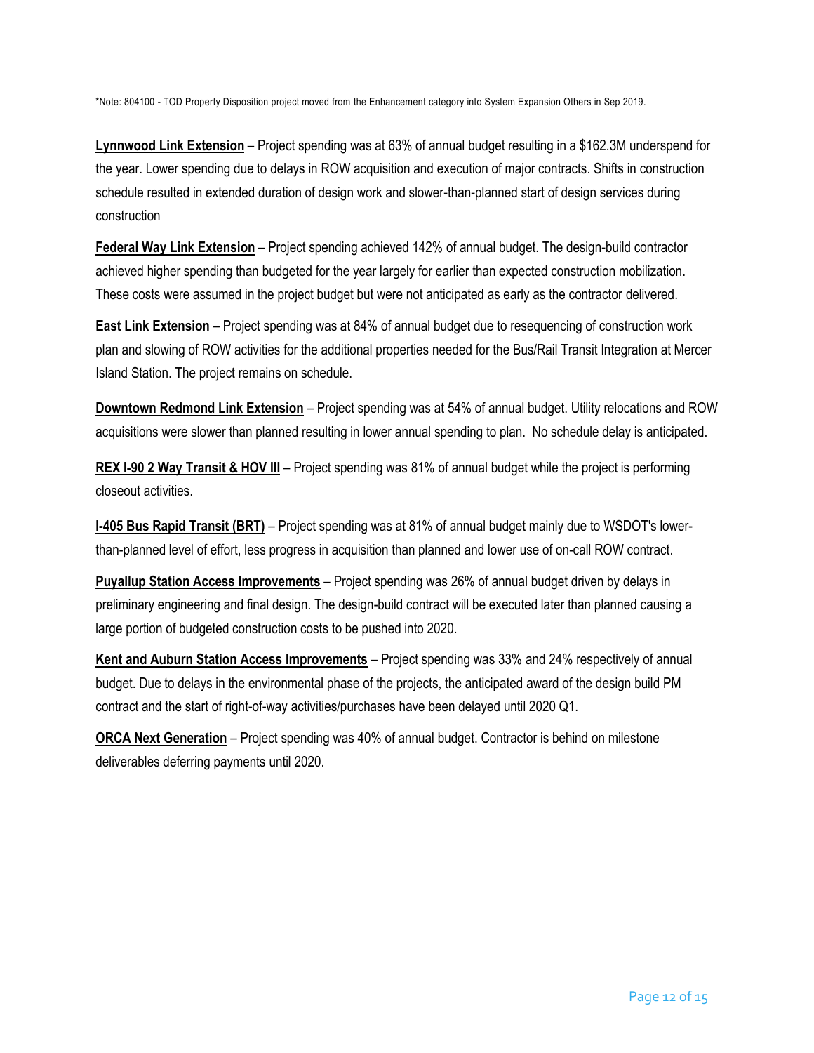*Note: 804100 - TOD Property Disposition project moved from the Enhancement category into System Expansion Others in Sep 2019.

**Lynnwood Link Extension** – Project spending was at 63% of annual budget resulting in a $162.3M underspend for the year. Lower spending due to delays in ROW acquisition and execution of major contracts. Shifts in construction schedule resulted in extended duration of design work and slower-than-planned start of design services during construction

**Federal Way Link Extension** – Project spending achieved 142% of annual budget. The design-build contractor achieved higher spending than budgeted for the year largely for earlier than expected construction mobilization. These costs were assumed in the project budget but were not anticipated as early as the contractor delivered.

**East Link Extension** – Project spending was at 84% of annual budget due to resequencing of construction work plan and slowing of ROW activities for the additional properties needed for the Bus/Rail Transit Integration at Mercer Island Station. The project remains on schedule.

**Downtown Redmond Link Extension** – Project spending was at 54% of annual budget. Utility relocations and ROW acquisitions were slower than planned resulting in lower annual spending to plan. No schedule delay is anticipated.

**REX I-90 2 Way Transit & HOV III** – Project spending was 81% of annual budget while the project is performing closeout activities.

**I-405 Bus Rapid Transit (BRT)** – Project spending was at 81% of annual budget mainly due to WSDOT's lower-than-planned level of effort, less progress in acquisition than planned and lower use of on-call ROW contract.

**Puyallup Station Access Improvements** – Project spending was 26% of annual budget driven by delays in preliminary engineering and final design. The design-build contract will be executed later than planned causing a large portion of budgeted construction costs to be pushed into 2020.

**Kent and Auburn Station Access Improvements** – Project spending was 33% and 24% respectively of annual budget. Due to delays in the environmental phase of the projects, the anticipated award of the design build PM contract and the start of right-of-way activities/purchases have been delayed until 2020 Q1.

**ORCA Next Generation** – Project spending was 40% of annual budget. Contractor is behind on milestone deliverables deferring payments until 2020.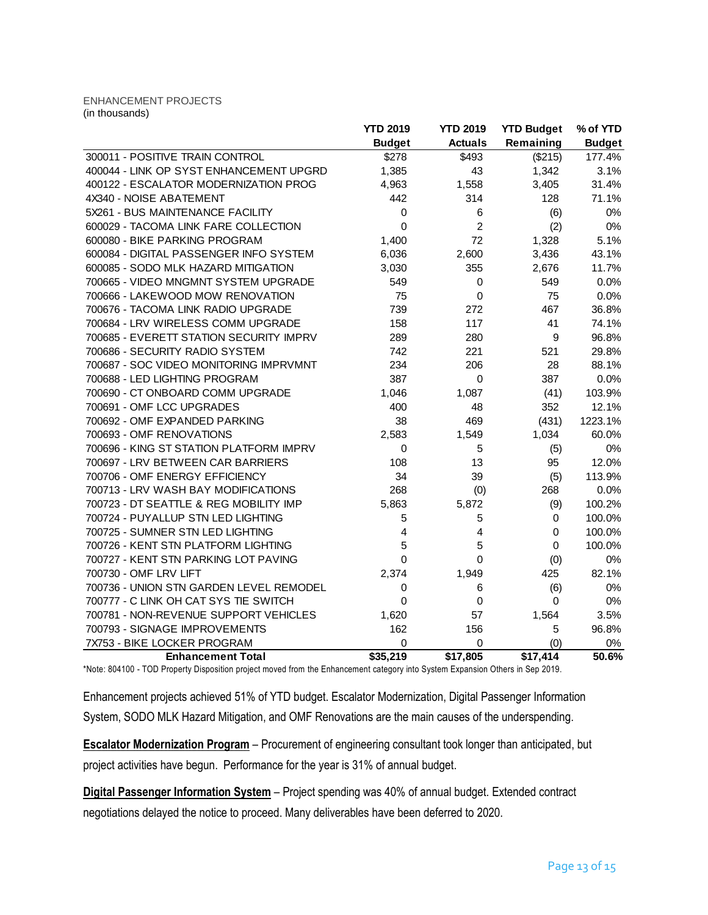ENHANCEMENT PROJECTS
(in thousands)

| | YTD 2019 Budget | YTD 2019 Actuals | YTD Budget Remaining | % of YTD Budget |
|---|---|---|---|---|
| 300011 - POSITIVE TRAIN CONTROL | $278 | $493 | ($215) | 177.4% |
| 400044 - LINK OP SYST ENHANCEMENT UPGRD | 1,385 | 43 | 1,342 | 3.1% |
| 400122 - ESCALATOR MODERNIZATION PROG | 4,963 | 1,558 | 3,405 | 31.4% |
| 4X340 - NOISE ABATEMENT | 442 | 314 | 128 | 71.1% |
| 5X261 - BUS MAINTENANCE FACILITY | 0 | 6 | (6) | 0% |
| 600029 - TACOMA LINK FARE COLLECTION | 0 | 2 | (2) | 0% |
| 600080 - BIKE PARKING PROGRAM | 1,400 | 72 | 1,328 | 5.1% |
| 600084 - DIGITAL PASSENGER INFO SYSTEM | 6,036 | 2,600 | 3,436 | 43.1% |
| 600085 - SODO MLK HAZARD MITIGATION | 3,030 | 355 | 2,676 | 11.7% |
| 700665 - VIDEO MNGMNT SYSTEM UPGRADE | 549 | 0 | 549 | 0.0% |
| 700666 - LAKEWOOD MOW RENOVATION | 75 | 0 | 75 | 0.0% |
| 700676 - TACOMA LINK RADIO UPGRADE | 739 | 272 | 467 | 36.8% |
| 700684 - LRV WIRELESS COMM UPGRADE | 158 | 117 | 41 | 74.1% |
| 700685 - EVERETT STATION SECURITY IMPRV | 289 | 280 | 9 | 96.8% |
| 700686 - SECURITY RADIO SYSTEM | 742 | 221 | 521 | 29.8% |
| 700687 - SOC VIDEO MONITORING IMPRVMNT | 234 | 206 | 28 | 88.1% |
| 700688 - LED LIGHTING PROGRAM | 387 | 0 | 387 | 0.0% |
| 700690 - CT ONBOARD COMM UPGRADE | 1,046 | 1,087 | (41) | 103.9% |
| 700691 - OMF LCC UPGRADES | 400 | 48 | 352 | 12.1% |
| 700692 - OMF EXPANDED PARKING | 38 | 469 | (431) | 1223.1% |
| 700693 - OMF RENOVATIONS | 2,583 | 1,549 | 1,034 | 60.0% |
| 700696 - KING ST STATION PLATFORM IMPRV | 0 | 5 | (5) | 0% |
| 700697 - LRV BETWEEN CAR BARRIERS | 108 | 13 | 95 | 12.0% |
| 700706 - OMF ENERGY EFFICIENCY | 34 | 39 | (5) | 113.9% |
| 700713 - LRV WASH BAY MODIFICATIONS | 268 | (0) | 268 | 0.0% |
| 700723 - DT SEATTLE & REG MOBILITY IMP | 5,863 | 5,872 | (9) | 100.2% |
| 700724 - PUYALLUP STN LED LIGHTING | 5 | 5 | 0 | 100.0% |
| 700725 - SUMNER STN LED LIGHTING | 4 | 4 | 0 | 100.0% |
| 700726 - KENT STN PLATFORM LIGHTING | 5 | 5 | 0 | 100.0% |
| 700727 - KENT STN PARKING LOT PAVING | 0 | 0 | (0) | 0% |
| 700730 - OMF LRV LIFT | 2,374 | 1,949 | 425 | 82.1% |
| 700736 - UNION STN GARDEN LEVEL REMODEL | 0 | 6 | (6) | 0% |
| 700777 - C LINK OH CAT SYS TIE SWITCH | 0 | 0 | 0 | 0% |
| 700781 - NON-REVENUE SUPPORT VEHICLES | 1,620 | 57 | 1,564 | 3.5% |
| 700793 - SIGNAGE IMPROVEMENTS | 162 | 156 | 5 | 96.8% |
| 7X753 - BIKE LOCKER PROGRAM | 0 | 0 | (0) | 0% |
| **Enhancement Total** | **$35,219** | **$17,805** | **$17,414** | **50.6%** |

*Note: 804100 - TOD Property Disposition project moved from the Enhancement category into System Expansion Others in Sep 2019.

Enhancement projects achieved 51% of YTD budget. Escalator Modernization, Digital Passenger Information System, SODO MLK Hazard Mitigation, and OMF Renovations are the main causes of the underspending.

**Escalator Modernization Program** – Procurement of engineering consultant took longer than anticipated, but project activities have begun. Performance for the year is 31% of annual budget.

**Digital Passenger Information System** – Project spending was 40% of annual budget. Extended contract negotiations delayed the notice to proceed. Many deliverables have been deferred to 2020.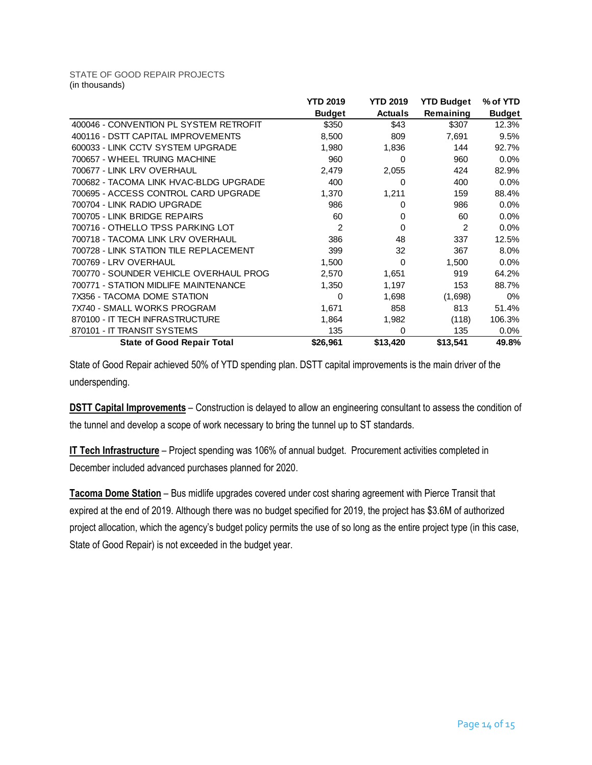STATE OF GOOD REPAIR PROJECTS
(in thousands)

| | YTD 2019 Budget | YTD 2019 Actuals | YTD Budget Remaining | % of YTD Budget |
|---|---|---|---|---|
| 400046 - CONVENTION PL SYSTEM RETROFIT | $350 | $43 | $307 | 12.3% |
| 400116 - DSTT CAPITAL IMPROVEMENTS | 8,500 | 809 | 7,691 | 9.5% |
| 600033 - LINK CCTV SYSTEM UPGRADE | 1,980 | 1,836 | 144 | 92.7% |
| 700657 - WHEEL TRUING MACHINE | 960 | 0 | 960 | 0.0% |
| 700677 - LINK LRV OVERHAUL | 2,479 | 2,055 | 424 | 82.9% |
| 700682 - TACOMA LINK HVAC-BLDG UPGRADE | 400 | 0 | 400 | 0.0% |
| 700695 - ACCESS CONTROL CARD UPGRADE | 1,370 | 1,211 | 159 | 88.4% |
| 700704 - LINK RADIO UPGRADE | 986 | 0 | 986 | 0.0% |
| 700705 - LINK BRIDGE REPAIRS | 60 | 0 | 60 | 0.0% |
| 700716 - OTHELLO TPSS PARKING LOT | 2 | 0 | 2 | 0.0% |
| 700718 - TACOMA LINK LRV OVERHAUL | 386 | 48 | 337 | 12.5% |
| 700728 - LINK STATION TILE REPLACEMENT | 399 | 32 | 367 | 8.0% |
| 700769 - LRV OVERHAUL | 1,500 | 0 | 1,500 | 0.0% |
| 700770 - SOUNDER VEHICLE OVERHAUL PROG | 2,570 | 1,651 | 919 | 64.2% |
| 700771 - STATION MIDLIFE MAINTENANCE | 1,350 | 1,197 | 153 | 88.7% |
| 7X356 - TACOMA DOME STATION | 0 | 1,698 | (1,698) | 0% |
| 7X740 - SMALL WORKS PROGRAM | 1,671 | 858 | 813 | 51.4% |
| 870100 - IT TECH INFRASTRUCTURE | 1,864 | 1,982 | (118) | 106.3% |
| 870101 - IT TRANSIT SYSTEMS | 135 | 0 | 135 | 0.0% |
| **State of Good Repair Total** | **$26,961** | **$13,420** | **$13,541** | **49.8%** |

State of Good Repair achieved 50% of YTD spending plan. DSTT capital improvements is the main driver of the underspending.

**DSTT Capital Improvements** – Construction is delayed to allow an engineering consultant to assess the condition of the tunnel and develop a scope of work necessary to bring the tunnel up to ST standards.

**IT Tech Infrastructure** – Project spending was 106% of annual budget. Procurement activities completed in December included advanced purchases planned for 2020.

**Tacoma Dome Station** – Bus midlife upgrades covered under cost sharing agreement with Pierce Transit that expired at the end of 2019. Although there was no budget specified for 2019, the project has $3.6M of authorized project allocation, which the agency's budget policy permits the use of so long as the entire project type (in this case, State of Good Repair) is not exceeded in the budget year.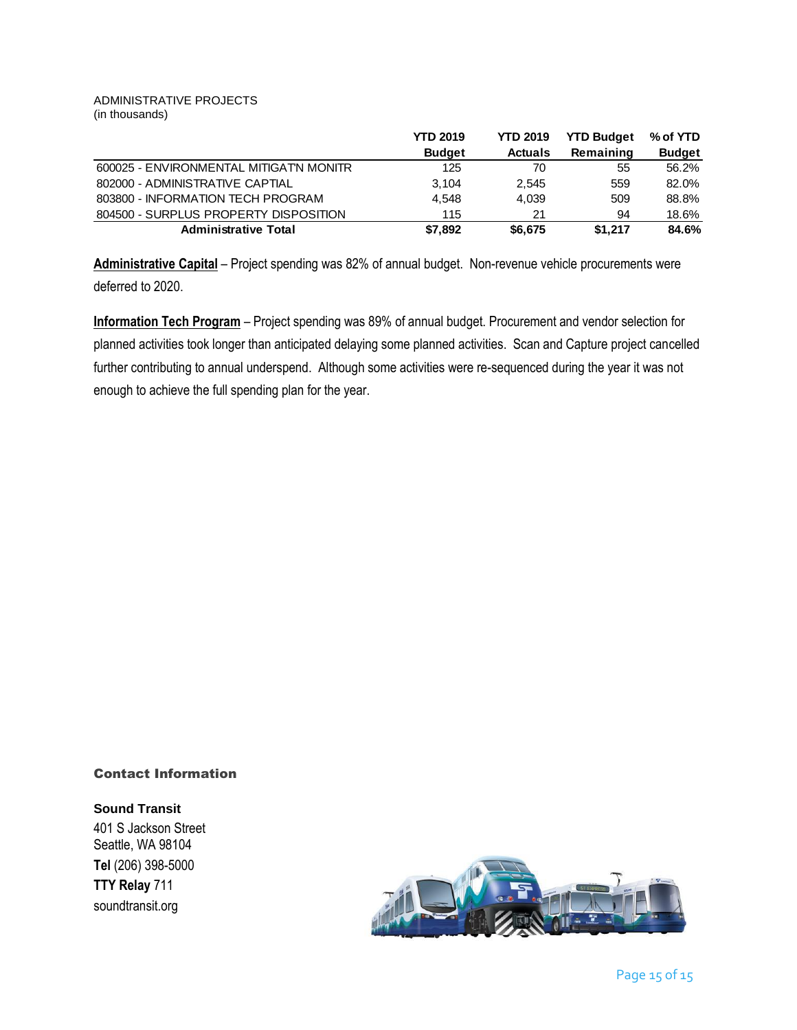ADMINISTRATIVE PROJECTS
(in thousands)

| | YTD 2019 Budget | YTD 2019 Actuals | YTD Budget Remaining | % of YTD Budget |
|---|---|---|---|---|
| 600025 - ENVIRONMENTAL MITIGAT'N MONITR | 125 | 70 | 55 | 56.2% |
| 802000 - ADMINISTRATIVE CAPTIAL | 3,104 | 2,545 | 559 | 82.0% |
| 803800 - INFORMATION TECH PROGRAM | 4,548 | 4,039 | 509 | 88.8% |
| 804500 - SURPLUS PROPERTY DISPOSITION | 115 | 21 | 94 | 18.6% |
| **Administrative Total** | **$7,892** | **$6,675** | **$1,217** | **84.6%** |

**Administrative Capital** – Project spending was 82% of annual budget. Non-revenue vehicle procurements were deferred to 2020.

**Information Tech Program** – Project spending was 89% of annual budget. Procurement and vendor selection for planned activities took longer than anticipated delaying some planned activities. Scan and Capture project cancelled further contributing to annual underspend. Although some activities were re-sequenced during the year it was not enough to achieve the full spending plan for the year.

### Contact Information

**Sound Transit**
401 S Jackson Street
Seattle, WA 98104
**Tel** (206) 398-5000
**TTY Relay** 711
soundtransit.org